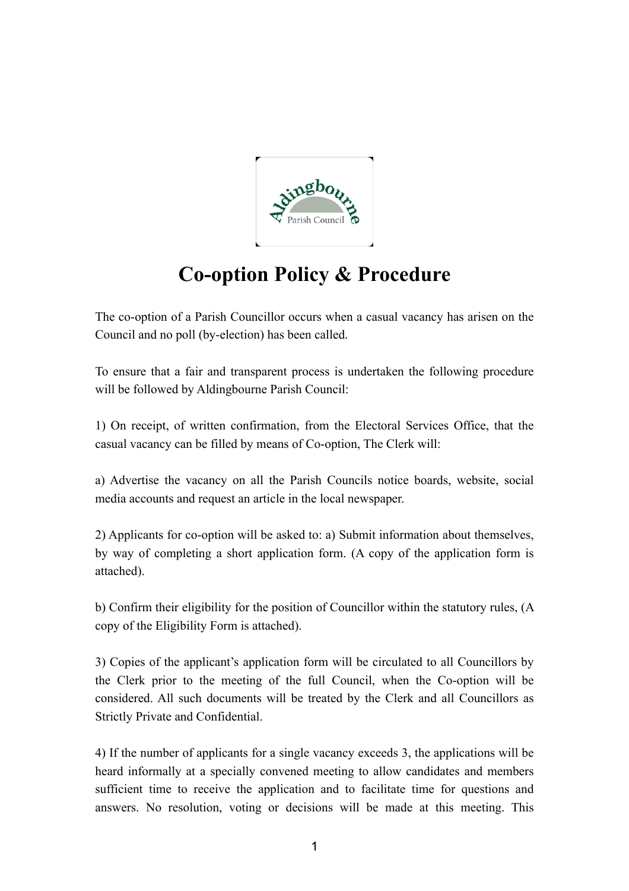# Co-option Policy & Procedure

The co-option of a Parish Councillor occurs when a casual vacancy has arisen on the Council and no poll (by-election) has been called.

To ensure that a fair and transparent process is undertaken the following procedure will be followed by Aldingbourne Parish Council:

1) On receipt, of written confirmation, from the Electoral Services Office, that the casual vacancy can be filled by means of Co-option, The Clerk will:

a) Advertise the vacancy on all the Parish Councils notice boards, website, social media accounts and request an article in the local newspaper.

2) Applicants for co-option will be asked to: a) Submit information about themselves, by way of completing a short application form. (A copy of the application form is attached).

b) Confirm their eligibility for the position of Councillor within the statutory rules, (A copy of the Eligibility Form is attached).

3) Copies of the applicant's application form will be circulated to all Councillors by the Clerk prior to the meeting of the full Council, when the Co-option will be considered. All such documents will be treated by the Clerk and all Councillors as Strictly Private and Confidential.

4) If the number of applicants for a single vacancy exceeds 3, the applications will be heard informally at a specially convened meeting to allow candidates and members sufficient time to receive the application and to facilitate time for questions and answers. No resolution, voting or decisions will be made at this meeting. This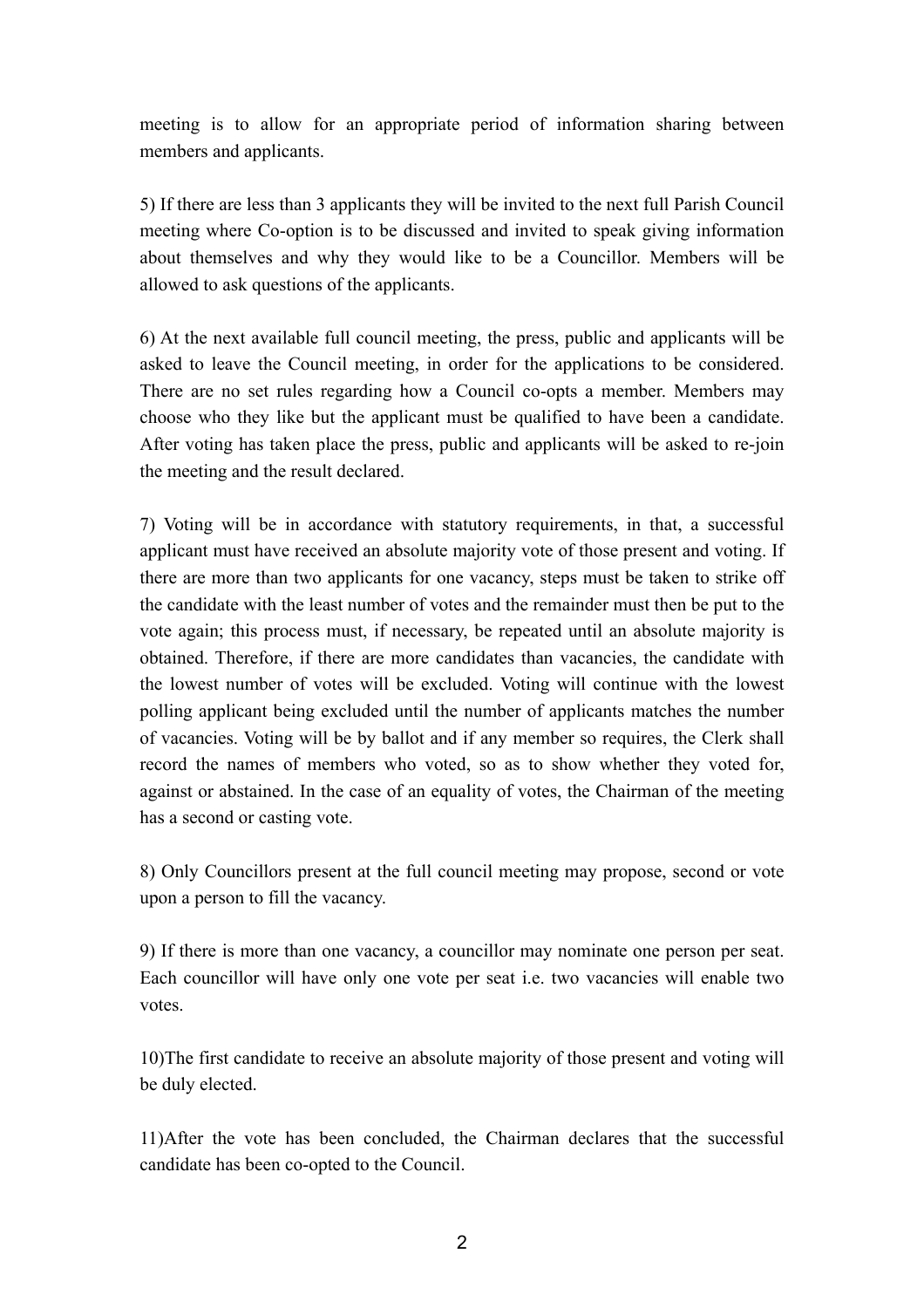meeting is to allow for an appropriate period of information sharing between members and applicants.

5) If there are less than 3 applicants they will be invited to the next full Parish Council meeting where Co-option is to be discussed and invited to speak giving information about themselves and why they would like to be a Councillor. Members will be allowed to ask questions of the applicants.

6) At the next available full council meeting, the press, public and applicants will be asked to leave the Council meeting, in order for the applications to be considered. There are no set rules regarding how a Council co-opts a member. Members may choose who they like but the applicant must be qualified to have been a candidate. After voting has taken place the press, public and applicants will be asked to re-join the meeting and the result declared.

7) Voting will be in accordance with statutory requirements, in that, a successful applicant must have received an absolute majority vote of those present and voting. If there are more than two applicants for one vacancy, steps must be taken to strike off the candidate with the least number of votes and the remainder must then be put to the vote again; this process must, if necessary, be repeated until an absolute majority is obtained. Therefore, if there are more candidates than vacancies, the candidate with the lowest number of votes will be excluded. Voting will continue with the lowest polling applicant being excluded until the number of applicants matches the number of vacancies. Voting will be by ballot and if any member so requires, the Clerk shall record the names of members who voted, so as to show whether they voted for, against or abstained. In the case of an equality of votes, the Chairman of the meeting has a second or casting vote.

8) Only Councillors present at the full council meeting may propose, second or vote upon a person to fill the vacancy.

9) If there is more than one vacancy, a councillor may nominate one person per seat. Each councillor will have only one vote per seat i.e. two vacancies will enable two votes.

10)The first candidate to receive an absolute majority of those present and voting will be duly elected.

11)After the vote has been concluded, the Chairman declares that the successful candidate has been co-opted to the Council.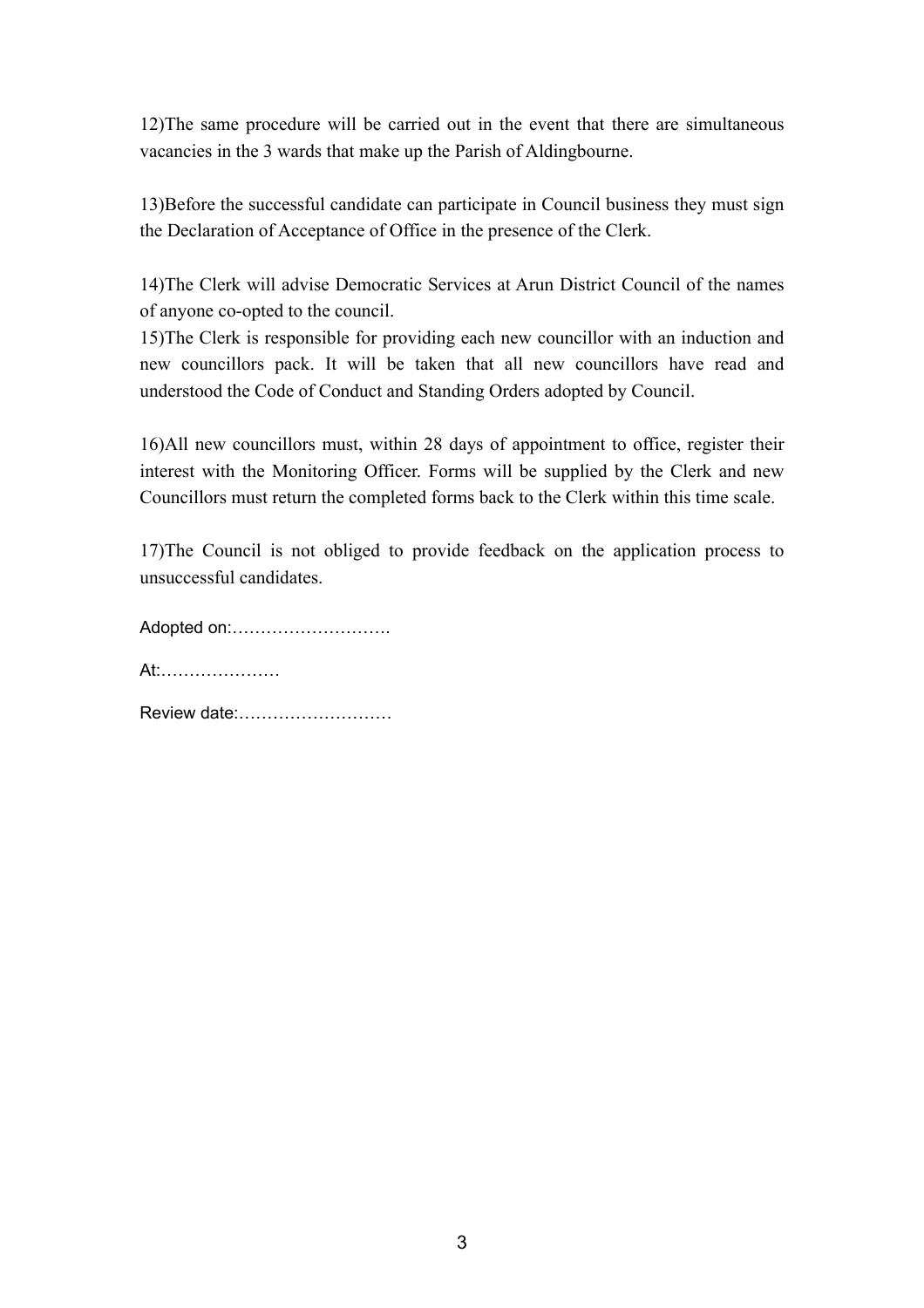12)The same procedure will be carried out in the event that there are simultaneous vacancies in the 3 wards that make up the Parish of Aldingbourne.

13)Before the successful candidate can participate in Council business they must sign the Declaration of Acceptance of Office in the presence of the Clerk.

14)The Clerk will advise Democratic Services at Arun District Council of the names of anyone co-opted to the council.

15)The Clerk is responsible for providing each new councillor with an induction and new councillors pack. It will be taken that all new councillors have read and understood the Code of Conduct and Standing Orders adopted by Council.

16)All new councillors must, within 28 days of appointment to office, register their interest with the Monitoring Officer. Forms will be supplied by the Clerk and new Councillors must return the completed forms back to the Clerk within this time scale.

17)The Council is not obliged to provide feedback on the application process to unsuccessful candidates.

Adopted on:……………………….

At:…………………

Review date:………………………